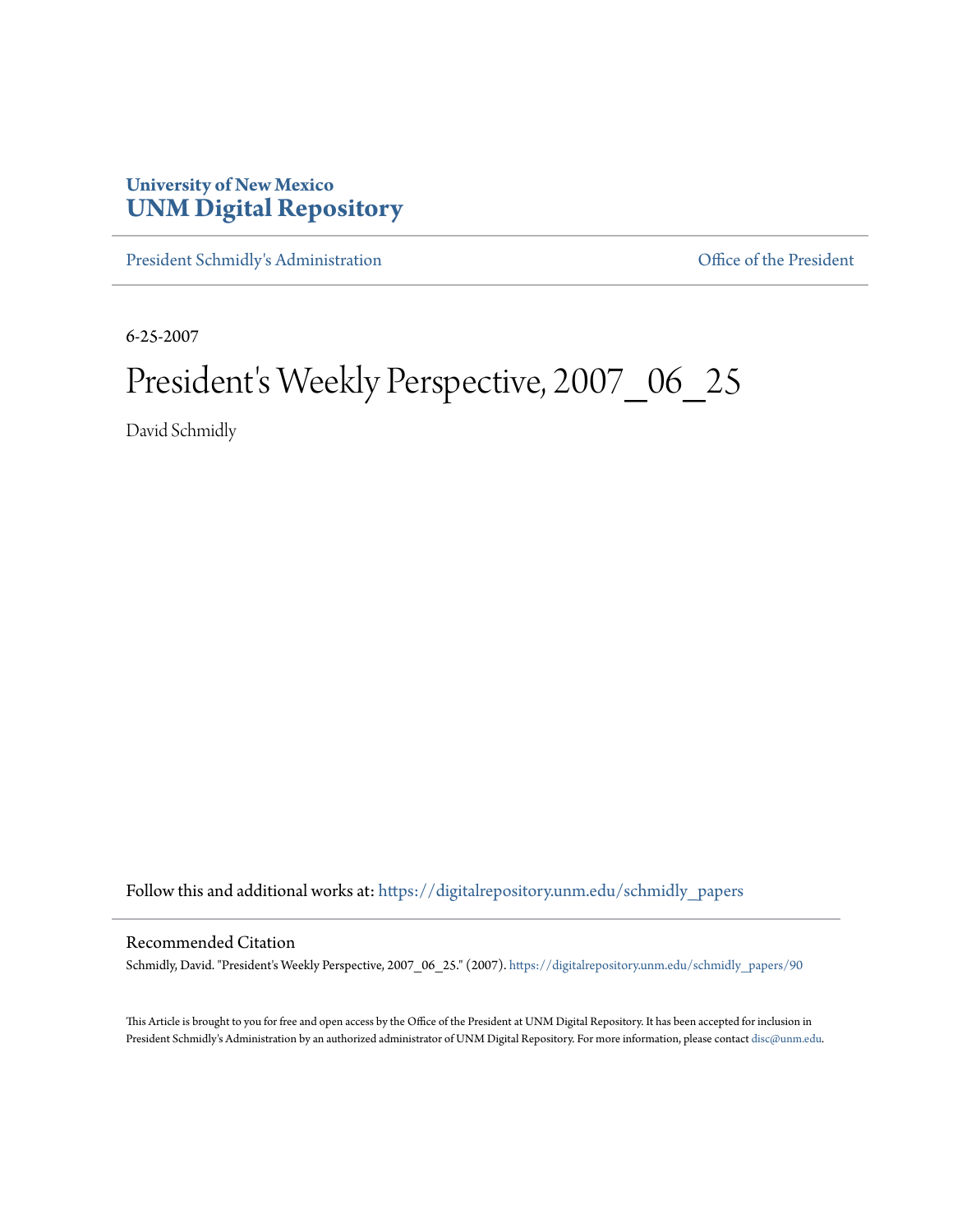University of New Mexico
**UNM Digital Repository**

President Schmidly's Administration | Office of the President

---

6-25-2007

# President's Weekly Perspective, 2007_06_25

David Schmidly

Follow this and additional works at: https://digitalrepository.unm.edu/schmidly_papers

## Recommended Citation

Schmidly, David. "President's Weekly Perspective, 2007_06_25." (2007). https://digitalrepository.unm.edu/schmidly_papers/90

This Article is brought to you for free and open access by the Office of the President at UNM Digital Repository. It has been accepted for inclusion in President Schmidly's Administration by an authorized administrator of UNM Digital Repository. For more information, please contact disc@unm.edu.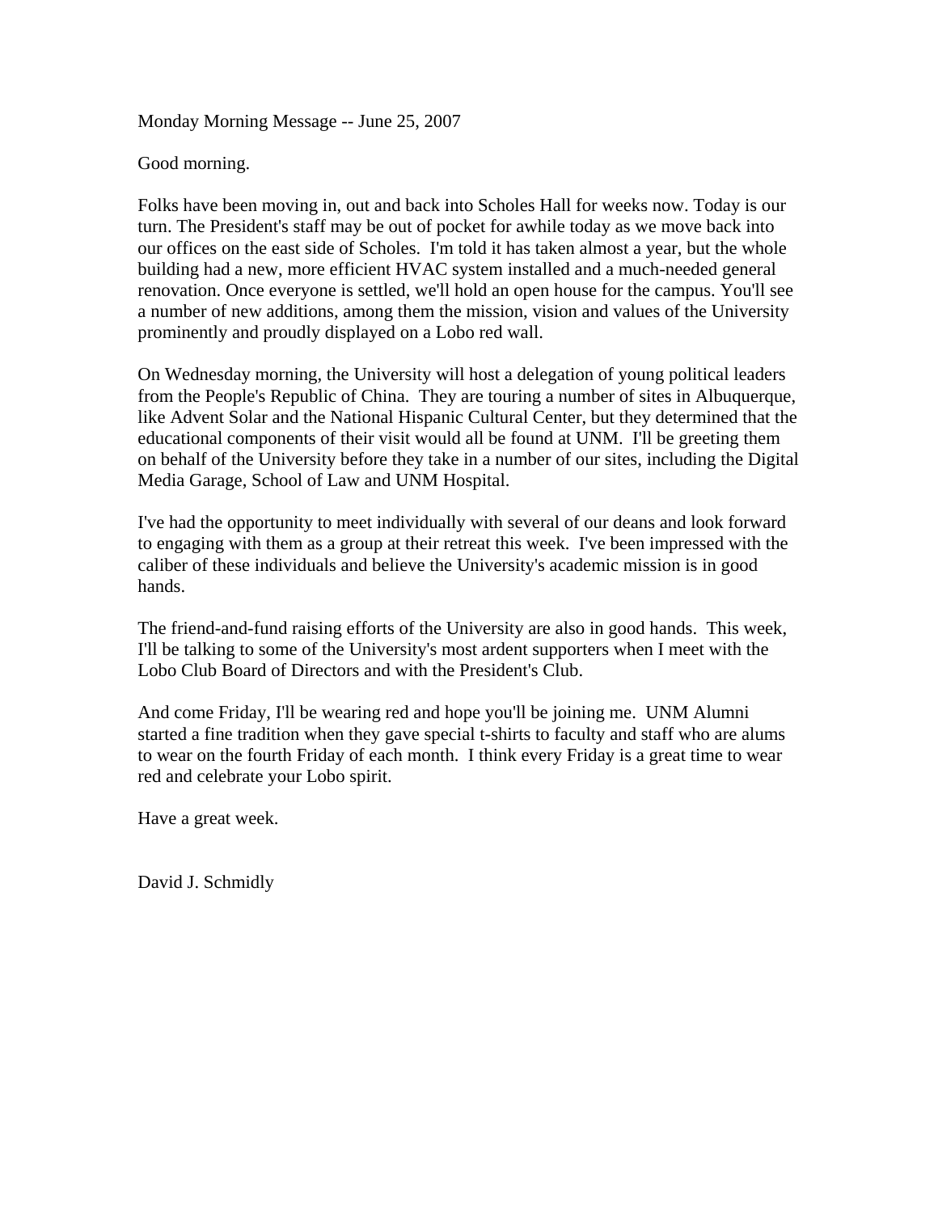Monday Morning Message -- June 25, 2007

Good morning.

Folks have been moving in, out and back into Scholes Hall for weeks now. Today is our turn. The President's staff may be out of pocket for awhile today as we move back into our offices on the east side of Scholes. I'm told it has taken almost a year, but the whole building had a new, more efficient HVAC system installed and a much-needed general renovation. Once everyone is settled, we'll hold an open house for the campus. You'll see a number of new additions, among them the mission, vision and values of the University prominently and proudly displayed on a Lobo red wall.

On Wednesday morning, the University will host a delegation of young political leaders from the People's Republic of China. They are touring a number of sites in Albuquerque, like Advent Solar and the National Hispanic Cultural Center, but they determined that the educational components of their visit would all be found at UNM. I'll be greeting them on behalf of the University before they take in a number of our sites, including the Digital Media Garage, School of Law and UNM Hospital.

I've had the opportunity to meet individually with several of our deans and look forward to engaging with them as a group at their retreat this week. I've been impressed with the caliber of these individuals and believe the University's academic mission is in good hands.

The friend-and-fund raising efforts of the University are also in good hands. This week, I'll be talking to some of the University's most ardent supporters when I meet with the Lobo Club Board of Directors and with the President's Club.

And come Friday, I'll be wearing red and hope you'll be joining me. UNM Alumni started a fine tradition when they gave special t-shirts to faculty and staff who are alums to wear on the fourth Friday of each month. I think every Friday is a great time to wear red and celebrate your Lobo spirit.

Have a great week.

David J. Schmidly